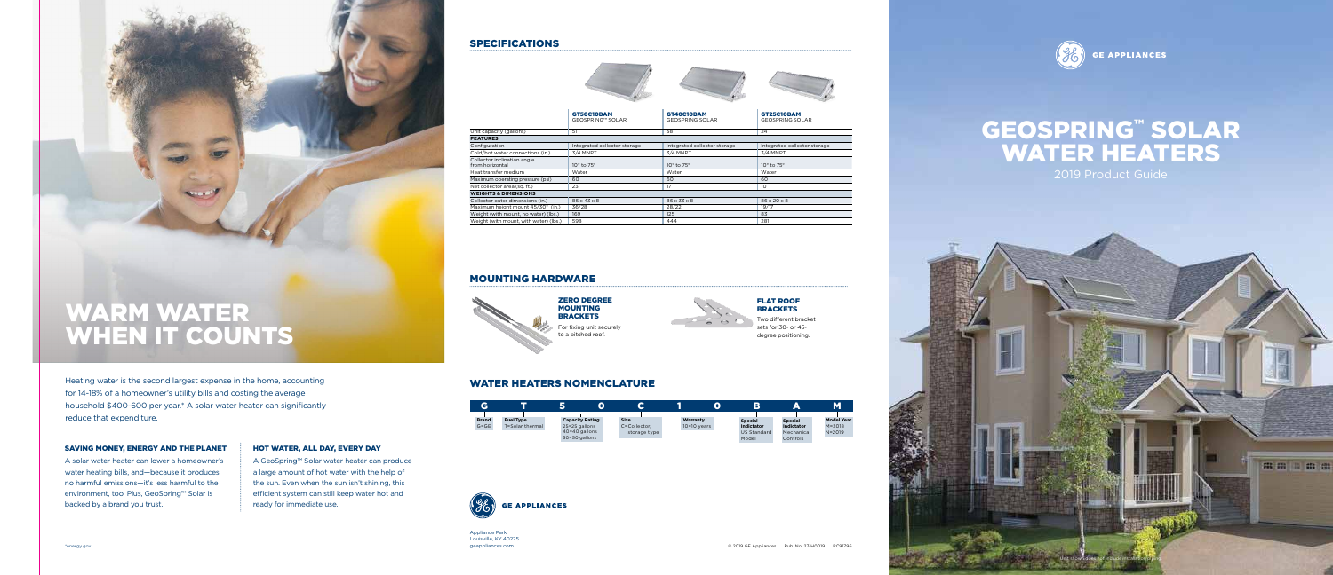# WARM WATER WHEN IT COUNTS

Heating water is the second largest expense in the home, accounting for 14-18% of a homeowner's utility bills and costing the average household $400-600 per year.* A solar water heater can significantly reduce that expenditure.

### SAVING MONEY, ENERGY AND THE PLANET

A solar water heater can lower a homeowner's water heating bills, and—because it produces no harmful emissions—it's less harmful to the environment, too. Plus, GeoSpring™ Solar is backed by a brand you trust.

### HOT WATER, ALL DAY, EVERY DAY

A GeoSpring™ Solar water heater can produce a large amount of hot water with the help of the sun. Even when the sun isn't shining, this efficient system can still keep water hot and ready for immediate use.

*energy.gov

## SPECIFICATIONS

| | GT50C10BAM GEOSPRING™ SOLAR | GT40C10BAM GEOSPRING SOLAR | GT25C10BAM GEOSPRING SOLAR |
|---|---|---|---|
| Unit capacity (gallons) | 51 | 38 | 24 |
| **FEATURES** | | | |
| Configuration | Integrated collector storage | Integrated collector storage | Integrated collector storage |
| Cold/hot water connections (in.) | 3/4 MNPT | 3/4 MNPT | 3/4 MNPT |
| Collector inclination angle from horizontal | 10° to 75° | 10° to 75° | 10° to 75° |
| Heat transfer medium | Water | Water | Water |
| Maximum operating pressure (psi) | 60 | 60 | 60 |
| Net collector area (sq. ft.) | 23 | 17 | 10 |
| **WEIGHTS & DIMENSIONS** | | | |
| Collector outer dimensions (in.) | 86 x 43 x 8 | 86 x 33 x 8 | 86 x 20 x 8 |
| Maximum height mount 45°/30° (in.) | 36/28 | 28/22 | 19/17 |
| Weight (with mount, no water) (lbs.) | 169 | 125 | 83 |
| Weight (with mount, with water) (lbs.) | 598 | 444 | 281 |

## MOUNTING HARDWARE

**ZERO DEGREE MOUNTING BRACKETS**
For fixing unit securely to a pitched roof.

**FLAT ROOF BRACKETS**
Two different bracket sets for 30- or 45-degree positioning.

## WATER HEATERS NOMENCLATURE

| G | T | 5 | 0 | C | 1 | 0 | B | A | M |
|---|---|---|---|---|---|---|---|---|---|
| Brand G=GE | Fuel Type T=Solar thermal | Capacity Rating 25=25 gallons 40=40 gallons 50=50 gallons | | Size C=Collector, storage type | Warranty 10=10 years | | Special Indicator US Standard Model | Special Indicator Mechanical Controls | Model Year M=2018 N=2019 |

GE APPLIANCES

Appliance Park
Louisville, KY 40225
geappliances.com

© 2019 GE Appliances Pub. No. 27-H0019 PC91796

GE APPLIANCES

# GEOSPRING™ SOLAR WATER HEATERS

2019 Product Guide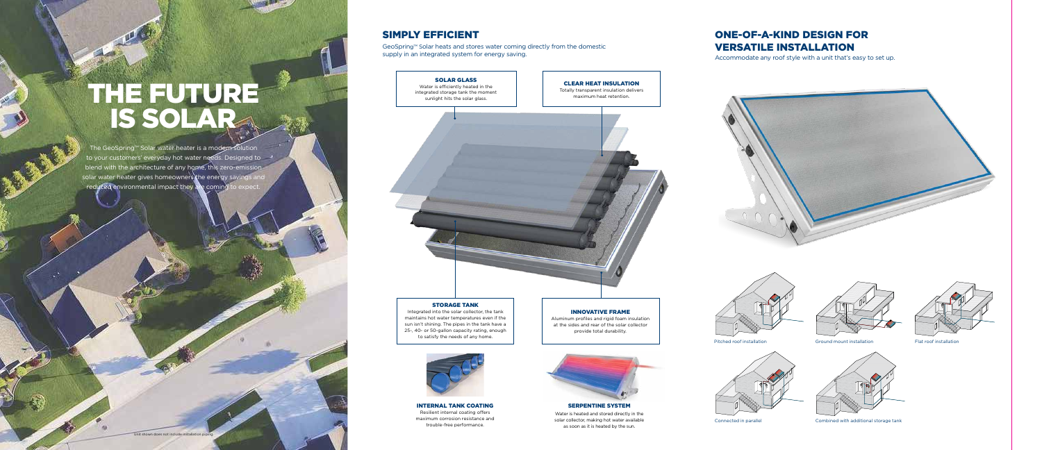# THE FUTURE IS SOLAR

The GeoSpring™ Solar water heater is a modern solution to your customers' everyday hot water needs. Designed to blend with the architecture of any home, this zero-emission solar water heater gives homeowners the energy savings and reduced environmental impact they are coming to expect.

Unit shown does not include installation piping.

## SIMPLY EFFICIENT

GeoSpring™ Solar heats and stores water coming directly from the domestic supply in an integrated system for energy saving.

### SOLAR GLASS

Water is efficiently heated in the integrated storage tank the moment sunlight hits the solar glass.

### CLEAR HEAT INSULATION

Totally transparent insulation delivers maximum heat retention.

### STORAGE TANK

Integrated into the solar collector, the tank maintains hot water temperatures even if the sun isn't shining. The pipes in the tank have a 25-, 40- or 50-gallon capacity rating, enough to satisfy the needs of any home.

### INNOVATIVE FRAME

Aluminum profiles and rigid foam insulation at the sides and rear of the solar collector provide total durability.

### INTERNAL TANK COATING

Resilient internal coating offers maximum corrosion resistance and trouble-free performance.

### SERPENTINE SYSTEM

Water is heated and stored directly in the solar collector, making hot water available as soon as it is heated by the sun.

## ONE-OF-A-KIND DESIGN FOR VERSATILE INSTALLATION

Accommodate any roof style with a unit that's easy to set up.

Pitched roof installation

Ground mount installation

Flat roof installation

Connected in parallel

Combined with additional storage tank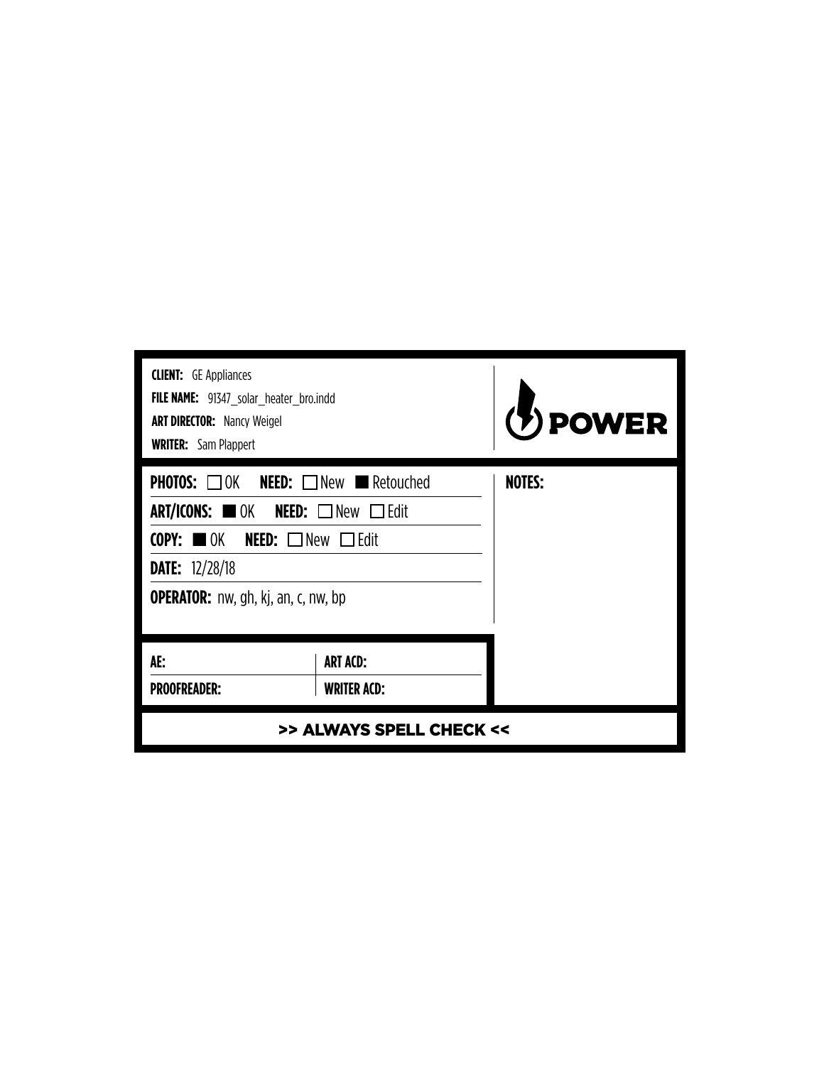**CLIENT:** GE Appliances
**FILE NAME:** 91347_solar_heater_bro.indd
**ART DIRECTOR:** Nancy Weigel
**WRITER:** Sam Plappert

POWER

**PHOTOS:** ☐ OK **NEED:** ☐ New ■ Retouched

**ART/ICONS:** ■ OK **NEED:** ☐ New ☐ Edit

**COPY:** ■ OK **NEED:** ☐ New ☐ Edit

**DATE:** 12/28/18

**OPERATOR:** nw, gh, kj, an, c, nw, bp

**NOTES:**

| | |
|---|---|
| **AE:** | **ART ACD:** |
| **PROOFREADER:** | **WRITER ACD:** |

>> ALWAYS SPELL CHECK <<